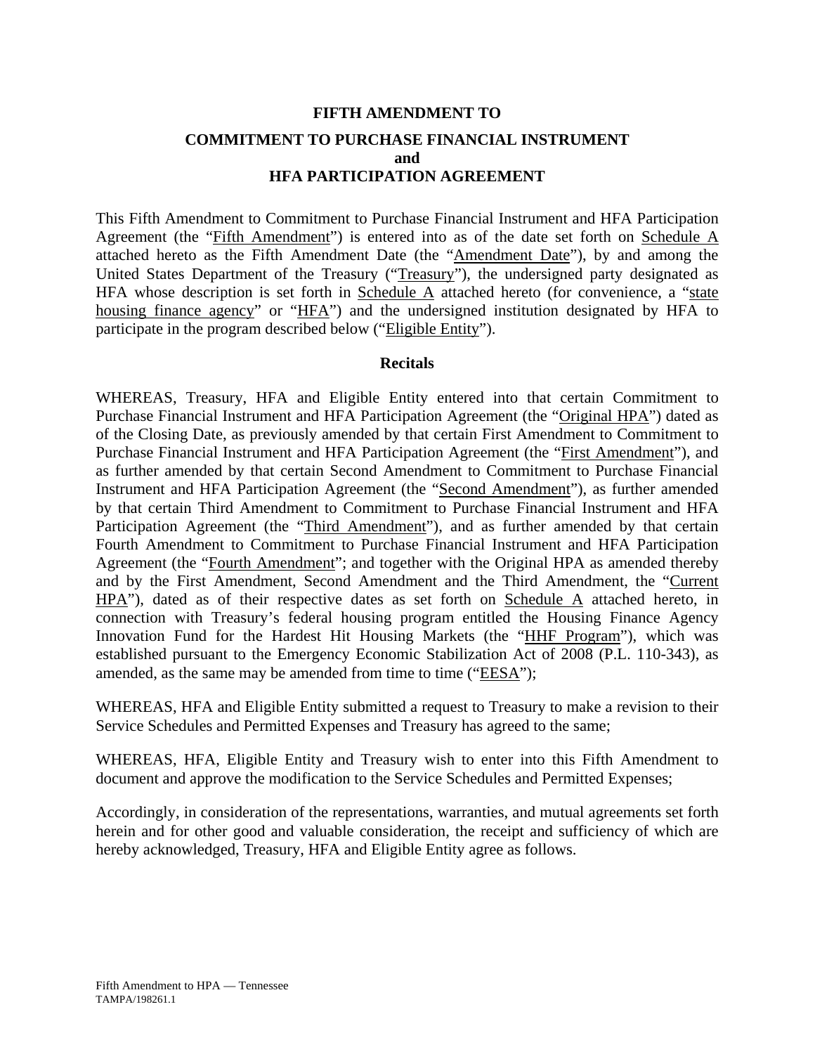# FIFTH AMENDMENT TO

## COMMITMENT TO PURCHASE FINANCIAL INSTRUMENT and HFA PARTICIPATION AGREEMENT

This Fifth Amendment to Commitment to Purchase Financial Instrument and HFA Participation Agreement (the "Fifth Amendment") is entered into as of the date set forth on Schedule A attached hereto as the Fifth Amendment Date (the "Amendment Date"), by and among the United States Department of the Treasury ("Treasury"), the undersigned party designated as HFA whose description is set forth in Schedule A attached hereto (for convenience, a "state housing finance agency" or "HFA") and the undersigned institution designated by HFA to participate in the program described below ("Eligible Entity").

### Recitals

WHEREAS, Treasury, HFA and Eligible Entity entered into that certain Commitment to Purchase Financial Instrument and HFA Participation Agreement (the "Original HPA") dated as of the Closing Date, as previously amended by that certain First Amendment to Commitment to Purchase Financial Instrument and HFA Participation Agreement (the "First Amendment"), and as further amended by that certain Second Amendment to Commitment to Purchase Financial Instrument and HFA Participation Agreement (the "Second Amendment"), as further amended by that certain Third Amendment to Commitment to Purchase Financial Instrument and HFA Participation Agreement (the "Third Amendment"), and as further amended by that certain Fourth Amendment to Commitment to Purchase Financial Instrument and HFA Participation Agreement (the "Fourth Amendment"; and together with the Original HPA as amended thereby and by the First Amendment, Second Amendment and the Third Amendment, the "Current HPA"), dated as of their respective dates as set forth on Schedule A attached hereto, in connection with Treasury's federal housing program entitled the Housing Finance Agency Innovation Fund for the Hardest Hit Housing Markets (the "HHF Program"), which was established pursuant to the Emergency Economic Stabilization Act of 2008 (P.L. 110-343), as amended, as the same may be amended from time to time ("EESA");

WHEREAS, HFA and Eligible Entity submitted a request to Treasury to make a revision to their Service Schedules and Permitted Expenses and Treasury has agreed to the same;

WHEREAS, HFA, Eligible Entity and Treasury wish to enter into this Fifth Amendment to document and approve the modification to the Service Schedules and Permitted Expenses;

Accordingly, in consideration of the representations, warranties, and mutual agreements set forth herein and for other good and valuable consideration, the receipt and sufficiency of which are hereby acknowledged, Treasury, HFA and Eligible Entity agree as follows.

Fifth Amendment to HPA — Tennessee
TAMPA/198261.1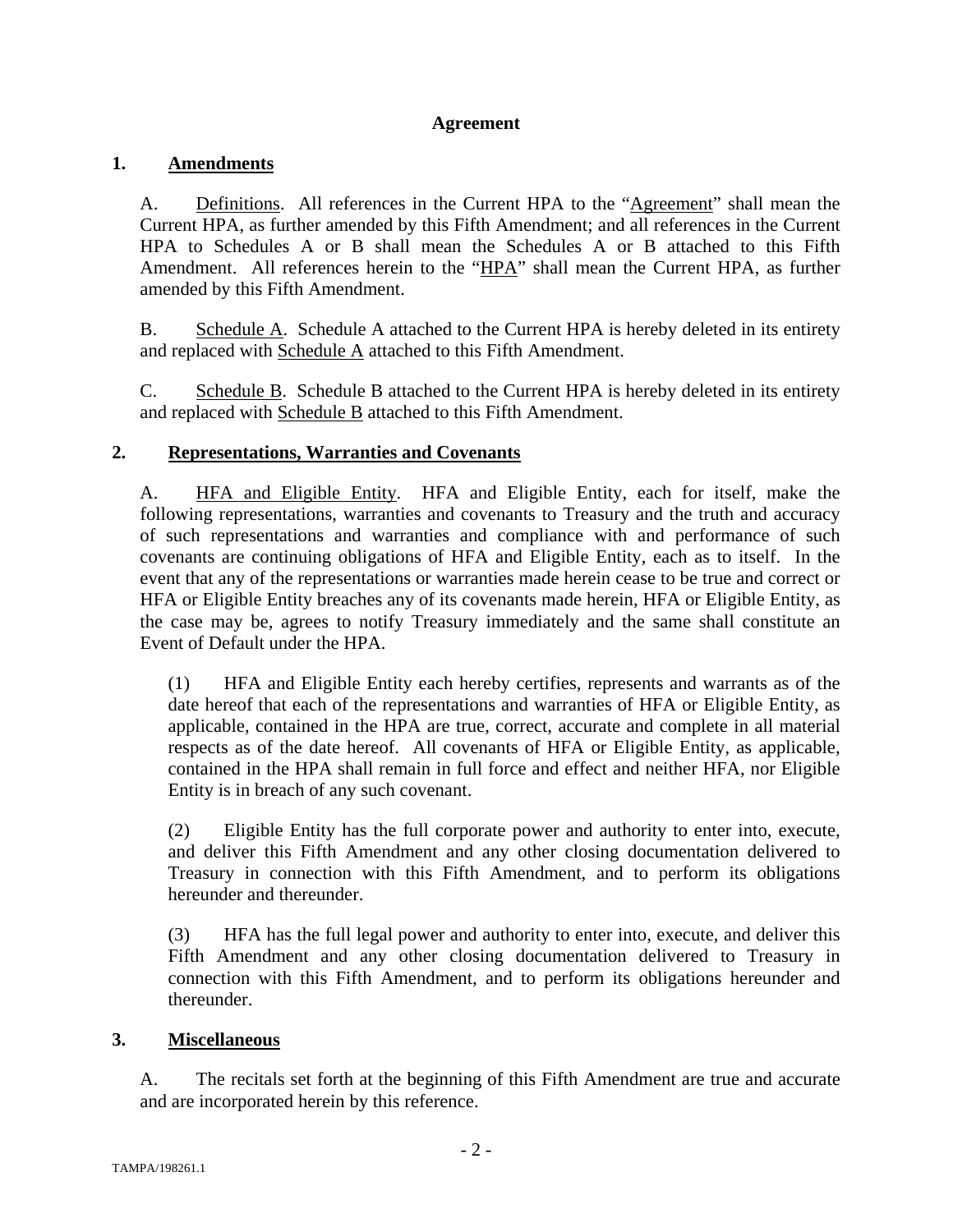**Agreement**

**1. Amendments**

A. Definitions. All references in the Current HPA to the "Agreement" shall mean the Current HPA, as further amended by this Fifth Amendment; and all references in the Current HPA to Schedules A or B shall mean the Schedules A or B attached to this Fifth Amendment. All references herein to the "HPA" shall mean the Current HPA, as further amended by this Fifth Amendment.

B. Schedule A. Schedule A attached to the Current HPA is hereby deleted in its entirety and replaced with Schedule A attached to this Fifth Amendment.

C. Schedule B. Schedule B attached to the Current HPA is hereby deleted in its entirety and replaced with Schedule B attached to this Fifth Amendment.

**2. Representations, Warranties and Covenants**

A. HFA and Eligible Entity. HFA and Eligible Entity, each for itself, make the following representations, warranties and covenants to Treasury and the truth and accuracy of such representations and warranties and compliance with and performance of such covenants are continuing obligations of HFA and Eligible Entity, each as to itself. In the event that any of the representations or warranties made herein cease to be true and correct or HFA or Eligible Entity breaches any of its covenants made herein, HFA or Eligible Entity, as the case may be, agrees to notify Treasury immediately and the same shall constitute an Event of Default under the HPA.

(1) HFA and Eligible Entity each hereby certifies, represents and warrants as of the date hereof that each of the representations and warranties of HFA or Eligible Entity, as applicable, contained in the HPA are true, correct, accurate and complete in all material respects as of the date hereof. All covenants of HFA or Eligible Entity, as applicable, contained in the HPA shall remain in full force and effect and neither HFA, nor Eligible Entity is in breach of any such covenant.

(2) Eligible Entity has the full corporate power and authority to enter into, execute, and deliver this Fifth Amendment and any other closing documentation delivered to Treasury in connection with this Fifth Amendment, and to perform its obligations hereunder and thereunder.

(3) HFA has the full legal power and authority to enter into, execute, and deliver this Fifth Amendment and any other closing documentation delivered to Treasury in connection with this Fifth Amendment, and to perform its obligations hereunder and thereunder.

**3. Miscellaneous**

A. The recitals set forth at the beginning of this Fifth Amendment are true and accurate and are incorporated herein by this reference.

TAMPA/198261.1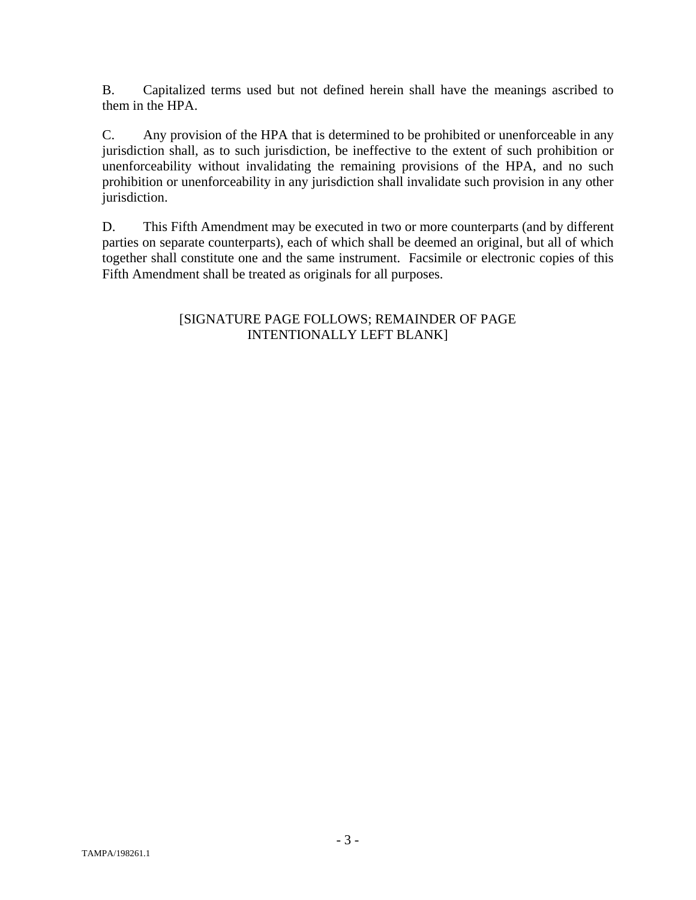B. Capitalized terms used but not defined herein shall have the meanings ascribed to them in the HPA.

C. Any provision of the HPA that is determined to be prohibited or unenforceable in any jurisdiction shall, as to such jurisdiction, be ineffective to the extent of such prohibition or unenforceability without invalidating the remaining provisions of the HPA, and no such prohibition or unenforceability in any jurisdiction shall invalidate such provision in any other jurisdiction.

D. This Fifth Amendment may be executed in two or more counterparts (and by different parties on separate counterparts), each of which shall be deemed an original, but all of which together shall constitute one and the same instrument. Facsimile or electronic copies of this Fifth Amendment shall be treated as originals for all purposes.

[SIGNATURE PAGE FOLLOWS; REMAINDER OF PAGE INTENTIONALLY LEFT BLANK]

TAMPA/198261.1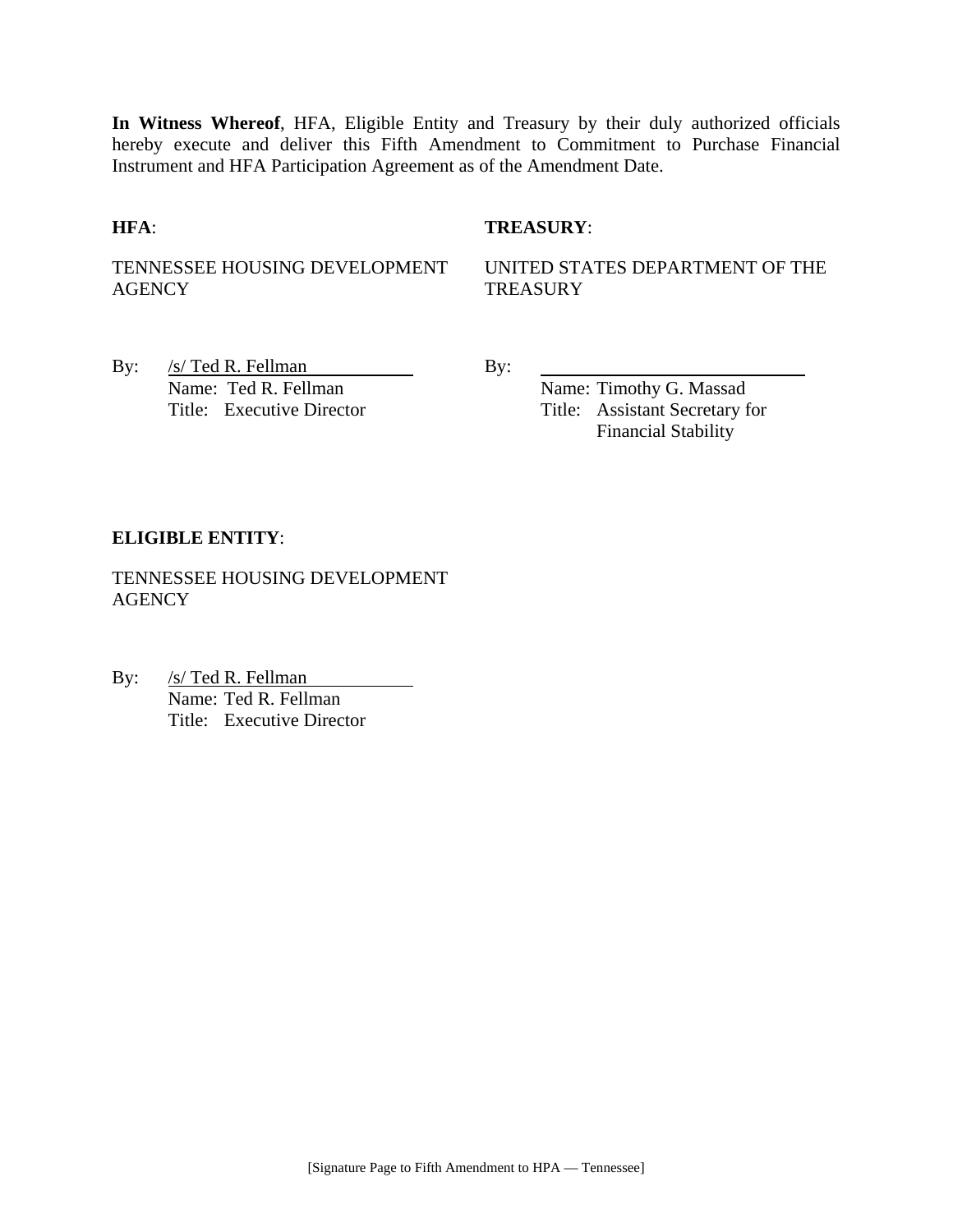**In Witness Whereof**, HFA, Eligible Entity and Treasury by their duly authorized officials hereby execute and deliver this Fifth Amendment to Commitment to Purchase Financial Instrument and HFA Participation Agreement as of the Amendment Date.

**HFA**:

TENNESSEE HOUSING DEVELOPMENT AGENCY

By: /s/ Ted R. Fellman
Name: Ted R. Fellman
Title: Executive Director

**TREASURY**:

UNITED STATES DEPARTMENT OF THE TREASURY

By: ____________________________
Name: Timothy G. Massad
Title: Assistant Secretary for Financial Stability

**ELIGIBLE ENTITY**:

TENNESSEE HOUSING DEVELOPMENT AGENCY

By: /s/ Ted R. Fellman
Name: Ted R. Fellman
Title: Executive Director

[Signature Page to Fifth Amendment to HPA — Tennessee]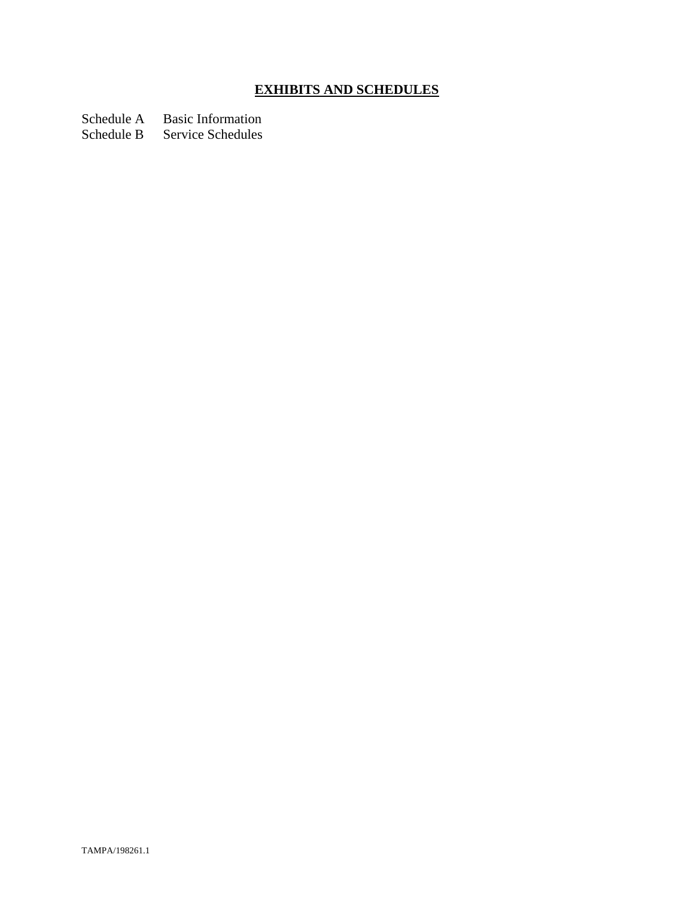# <u>**EXHIBITS AND SCHEDULES**</u>

Schedule A  Basic Information
Schedule B  Service Schedules

TAMPA/198261.1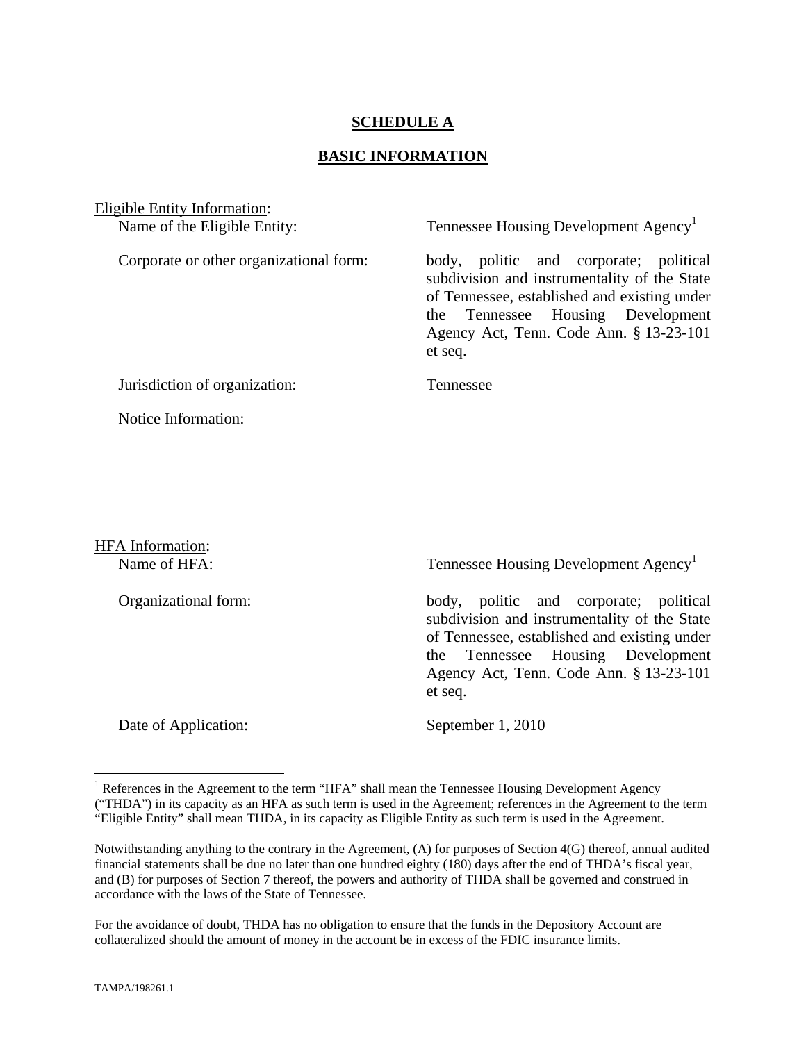# SCHEDULE A

## BASIC INFORMATION

Eligible Entity Information:

| | |
|---|---|
| Name of the Eligible Entity: | Tennessee Housing Development Agency[1] |
| Corporate or other organizational form: | body, politic and corporate; political subdivision and instrumentality of the State of Tennessee, established and existing under the Tennessee Housing Development Agency Act, Tenn. Code Ann. § 13-23-101 et seq. |
| Jurisdiction of organization: | Tennessee |
| Notice Information: | |

HFA Information:

| | |
|---|---|
| Name of HFA: | Tennessee Housing Development Agency[1] |
| Organizational form: | body, politic and corporate; political subdivision and instrumentality of the State of Tennessee, established and existing under the Tennessee Housing Development Agency Act, Tenn. Code Ann. § 13-23-101 et seq. |
| Date of Application: | September 1, 2010 |

[1] References in the Agreement to the term "HFA" shall mean the Tennessee Housing Development Agency ("THDA") in its capacity as an HFA as such term is used in the Agreement; references in the Agreement to the term "Eligible Entity" shall mean THDA, in its capacity as Eligible Entity as such term is used in the Agreement.

Notwithstanding anything to the contrary in the Agreement, (A) for purposes of Section 4(G) thereof, annual audited financial statements shall be due no later than one hundred eighty (180) days after the end of THDA's fiscal year, and (B) for purposes of Section 7 thereof, the powers and authority of THDA shall be governed and construed in accordance with the laws of the State of Tennessee.

For the avoidance of doubt, THDA has no obligation to ensure that the funds in the Depository Account are collateralized should the amount of money in the account be in excess of the FDIC insurance limits.

TAMPA/198261.1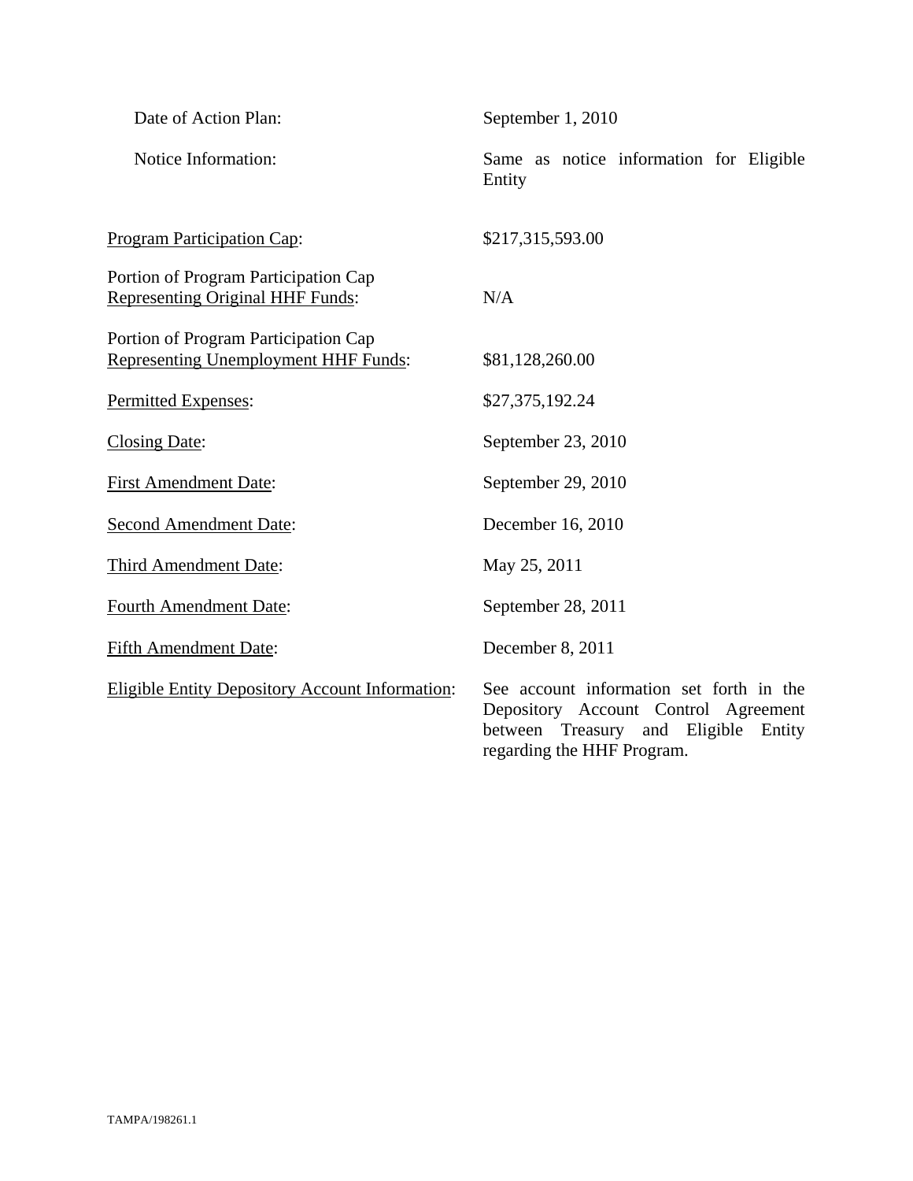Date of Action Plan: September 1, 2010

Notice Information: Same as notice information for Eligible Entity

<u>Program Participation Cap</u>: $217,315,593.00

Portion of Program Participation Cap <u>Representing Original HHF Funds</u>: N/A

Portion of Program Participation Cap <u>Representing Unemployment HHF Funds</u>: $81,128,260.00

<u>Permitted Expenses</u>: $27,375,192.24

<u>Closing Date</u>: September 23, 2010

<u>First Amendment Date</u>: September 29, 2010

<u>Second Amendment Date</u>: December 16, 2010

<u>Third Amendment Date</u>: May 25, 2011

<u>Fourth Amendment Date</u>: September 28, 2011

<u>Fifth Amendment Date</u>: December 8, 2011

<u>Eligible Entity Depository Account Information</u>: See account information set forth in the Depository Account Control Agreement between Treasury and Eligible Entity regarding the HHF Program.

TAMPA/198261.1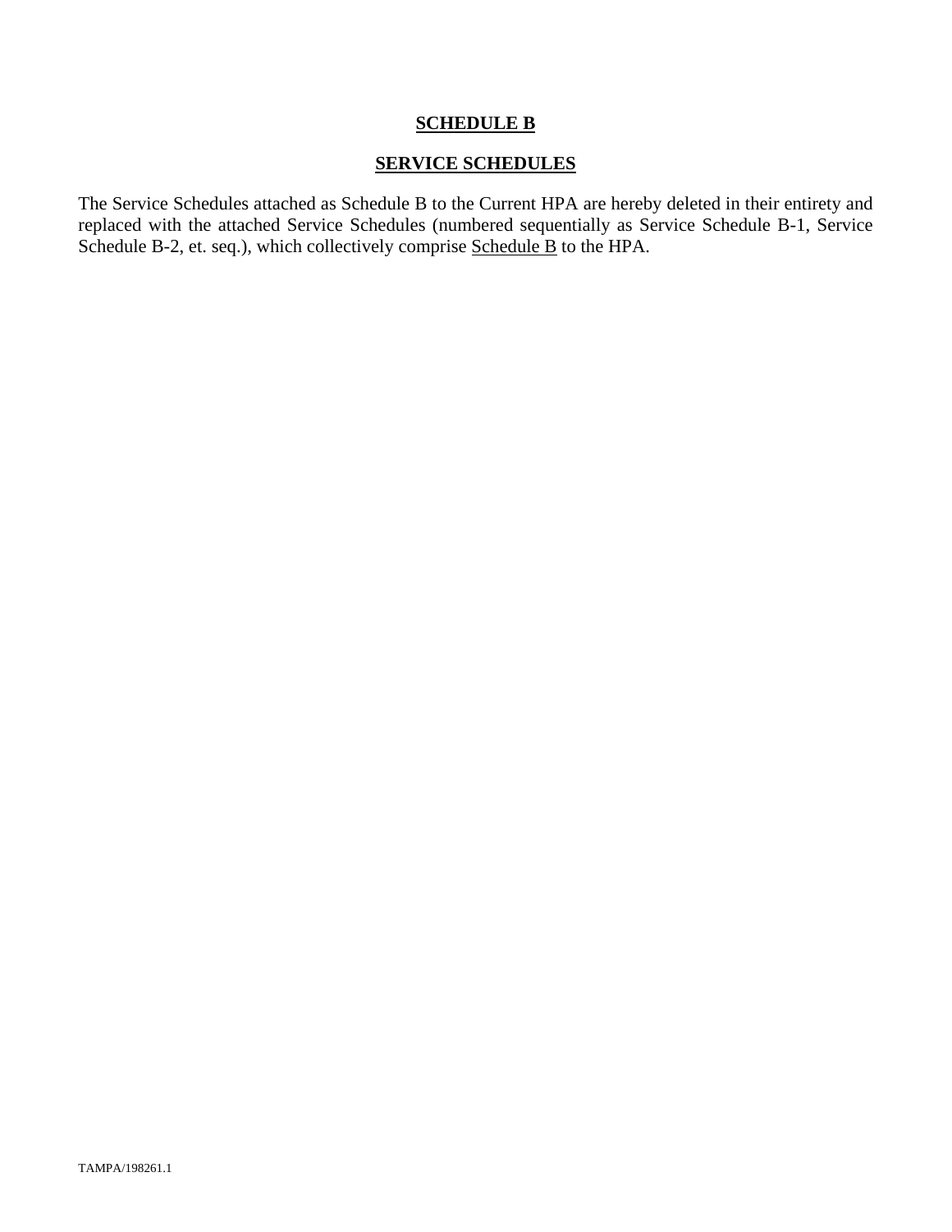# SCHEDULE B

## SERVICE SCHEDULES

The Service Schedules attached as Schedule B to the Current HPA are hereby deleted in their entirety and replaced with the attached Service Schedules (numbered sequentially as Service Schedule B-1, Service Schedule B-2, et. seq.), which collectively comprise Schedule B to the HPA.

TAMPA/198261.1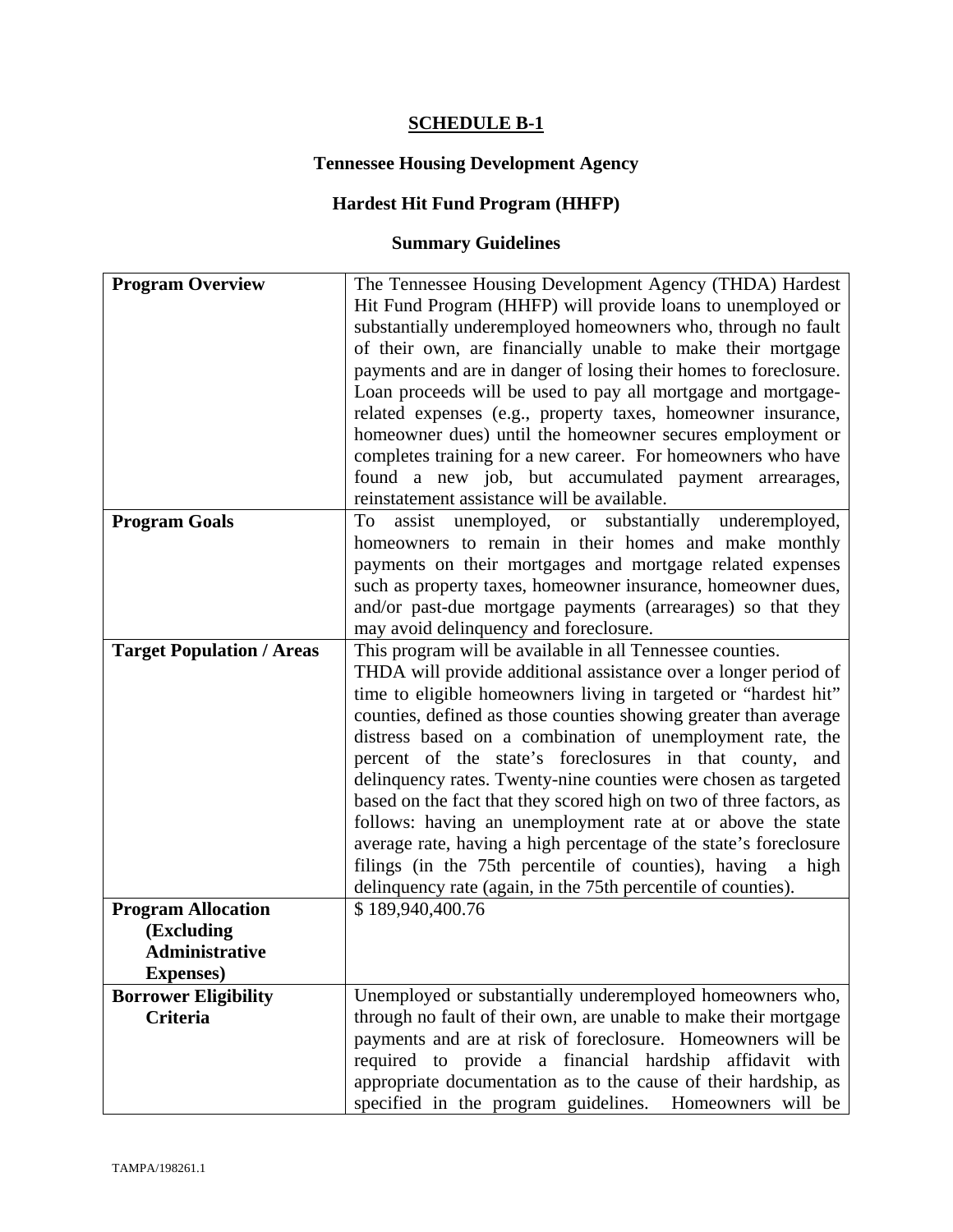## SCHEDULE B-1

### Tennessee Housing Development Agency

### Hardest Hit Fund Program (HHFP)

### Summary Guidelines

| | |
|---|---|
| **Program Overview** | The Tennessee Housing Development Agency (THDA) Hardest Hit Fund Program (HHFP) will provide loans to unemployed or substantially underemployed homeowners who, through no fault of their own, are financially unable to make their mortgage payments and are in danger of losing their homes to foreclosure. Loan proceeds will be used to pay all mortgage and mortgage-related expenses (e.g., property taxes, homeowner insurance, homeowner dues) until the homeowner secures employment or completes training for a new career. For homeowners who have found a new job, but accumulated payment arrearages, reinstatement assistance will be available. |
| **Program Goals** | To assist unemployed, or substantially underemployed, homeowners to remain in their homes and make monthly payments on their mortgages and mortgage related expenses such as property taxes, homeowner insurance, homeowner dues, and/or past-due mortgage payments (arrearages) so that they may avoid delinquency and foreclosure. |
| **Target Population / Areas** | This program will be available in all Tennessee counties. THDA will provide additional assistance over a longer period of time to eligible homeowners living in targeted or "hardest hit" counties, defined as those counties showing greater than average distress based on a combination of unemployment rate, the percent of the state's foreclosures in that county, and delinquency rates. Twenty-nine counties were chosen as targeted based on the fact that they scored high on two of three factors, as follows: having an unemployment rate at or above the state average rate, having a high percentage of the state's foreclosure filings (in the 75th percentile of counties), having a high delinquency rate (again, in the 75th percentile of counties). |
| **Program Allocation (Excluding Administrative Expenses)** | $ 189,940,400.76 |
| **Borrower Eligibility Criteria** | Unemployed or substantially underemployed homeowners who, through no fault of their own, are unable to make their mortgage payments and are at risk of foreclosure. Homeowners will be required to provide a financial hardship affidavit with appropriate documentation as to the cause of their hardship, as specified in the program guidelines. Homeowners will be |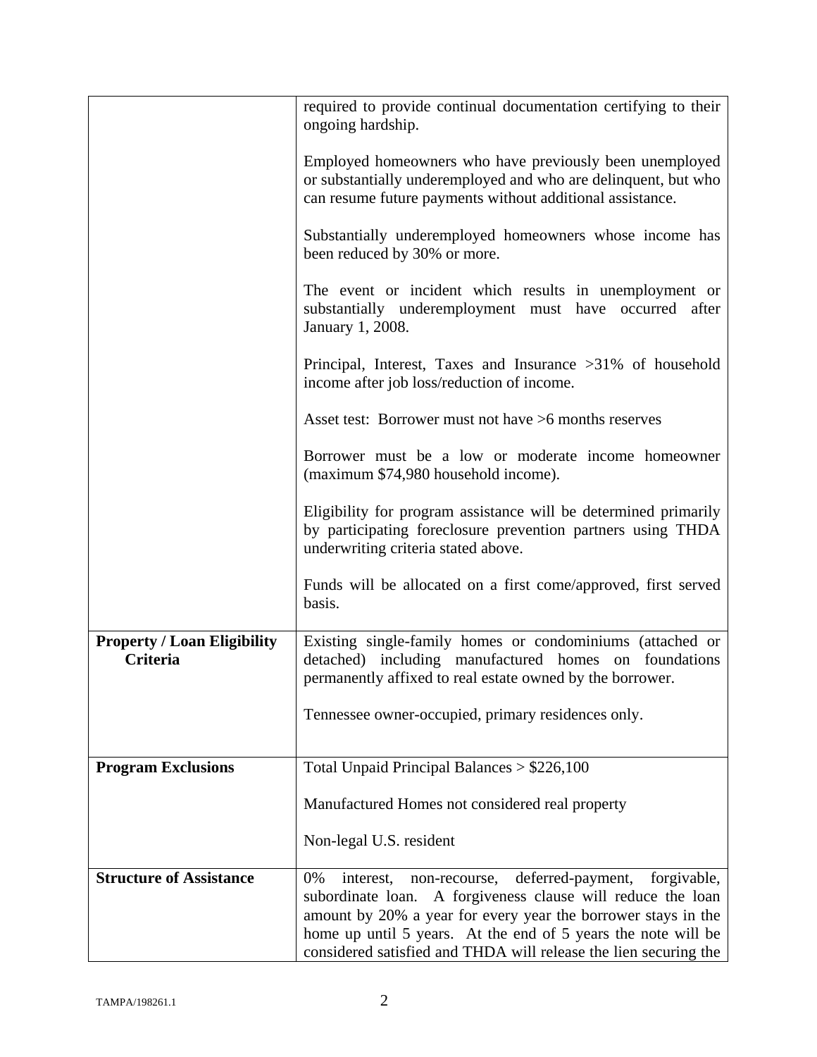| | |
|---|---|
| | required to provide continual documentation certifying to their ongoing hardship.<br><br>Employed homeowners who have previously been unemployed or substantially underemployed and who are delinquent, but who can resume future payments without additional assistance.<br><br>Substantially underemployed homeowners whose income has been reduced by 30% or more.<br><br>The event or incident which results in unemployment or substantially underemployment must have occurred after January 1, 2008.<br><br>Principal, Interest, Taxes and Insurance >31% of household income after job loss/reduction of income.<br><br>Asset test: Borrower must not have >6 months reserves<br><br>Borrower must be a low or moderate income homeowner (maximum $74,980 household income).<br><br>Eligibility for program assistance will be determined primarily by participating foreclosure prevention partners using THDA underwriting criteria stated above.<br><br>Funds will be allocated on a first come/approved, first served basis. |
| **Property / Loan Eligibility Criteria** | Existing single-family homes or condominiums (attached or detached) including manufactured homes on foundations permanently affixed to real estate owned by the borrower.<br><br>Tennessee owner-occupied, primary residences only. |
| **Program Exclusions** | Total Unpaid Principal Balances > $226,100<br><br>Manufactured Homes not considered real property<br><br>Non-legal U.S. resident |
| **Structure of Assistance** | 0% interest, non-recourse, deferred-payment, forgivable, subordinate loan. A forgiveness clause will reduce the loan amount by 20% a year for every year the borrower stays in the home up until 5 years. At the end of 5 years the note will be considered satisfied and THDA will release the lien securing the |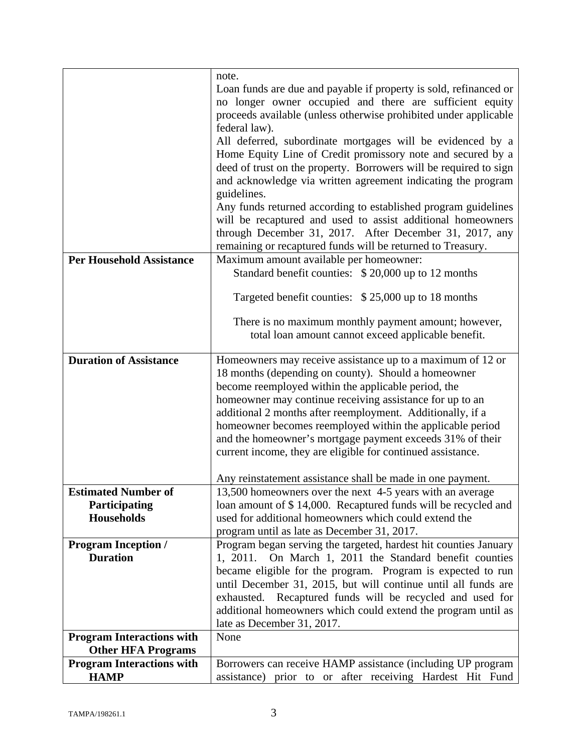| | |
|---|---|
| | note.<br>Loan funds are due and payable if property is sold, refinanced or no longer owner occupied and there are sufficient equity proceeds available (unless otherwise prohibited under applicable federal law).<br>All deferred, subordinate mortgages will be evidenced by a Home Equity Line of Credit promissory note and secured by a deed of trust on the property. Borrowers will be required to sign and acknowledge via written agreement indicating the program guidelines.<br>Any funds returned according to established program guidelines will be recaptured and used to assist additional homeowners through December 31, 2017. After December 31, 2017, any remaining or recaptured funds will be returned to Treasury. |
| **Per Household Assistance** | Maximum amount available per homeowner:<br>Standard benefit counties: $ 20,000 up to 12 months<br><br>Targeted benefit counties: $ 25,000 up to 18 months<br><br>There is no maximum monthly payment amount; however, total loan amount cannot exceed applicable benefit. |
| **Duration of Assistance** | Homeowners may receive assistance up to a maximum of 12 or 18 months (depending on county). Should a homeowner become reemployed within the applicable period, the homeowner may continue receiving assistance for up to an additional 2 months after reemployment. Additionally, if a homeowner becomes reemployed within the applicable period and the homeowner's mortgage payment exceeds 31% of their current income, they are eligible for continued assistance.<br><br>Any reinstatement assistance shall be made in one payment. |
| **Estimated Number of Participating Households** | 13,500 homeowners over the next 4-5 years with an average loan amount of $ 14,000. Recaptured funds will be recycled and used for additional homeowners which could extend the program until as late as December 31, 2017. |
| **Program Inception / Duration** | Program began serving the targeted, hardest hit counties January 1, 2011. On March 1, 2011 the Standard benefit counties became eligible for the program. Program is expected to run until December 31, 2015, but will continue until all funds are exhausted. Recaptured funds will be recycled and used for additional homeowners which could extend the program until as late as December 31, 2017. |
| **Program Interactions with Other HFA Programs** | None |
| **Program Interactions with HAMP** | Borrowers can receive HAMP assistance (including UP program assistance) prior to or after receiving Hardest Hit Fund |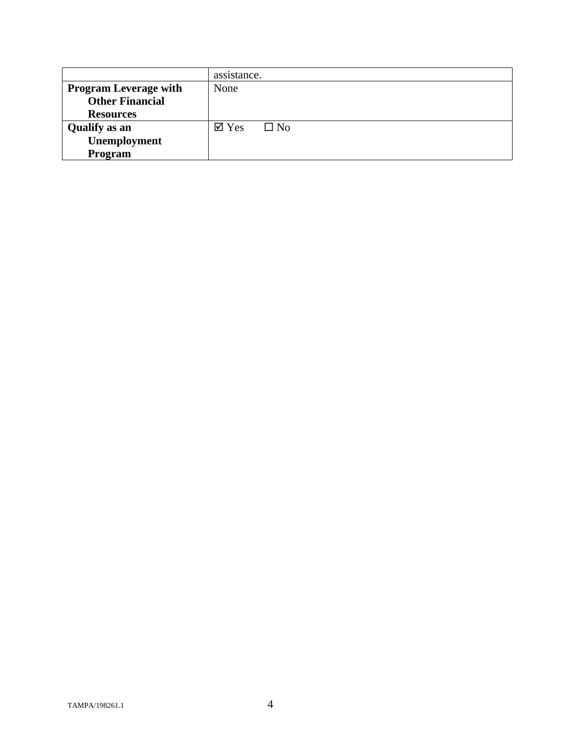| | |
|---|---|
| | assistance. |
| **Program Leverage with Other Financial Resources** | None |
| **Qualify as an Unemployment Program** | ☑ Yes ☐ No |

TAMPA/198261.1